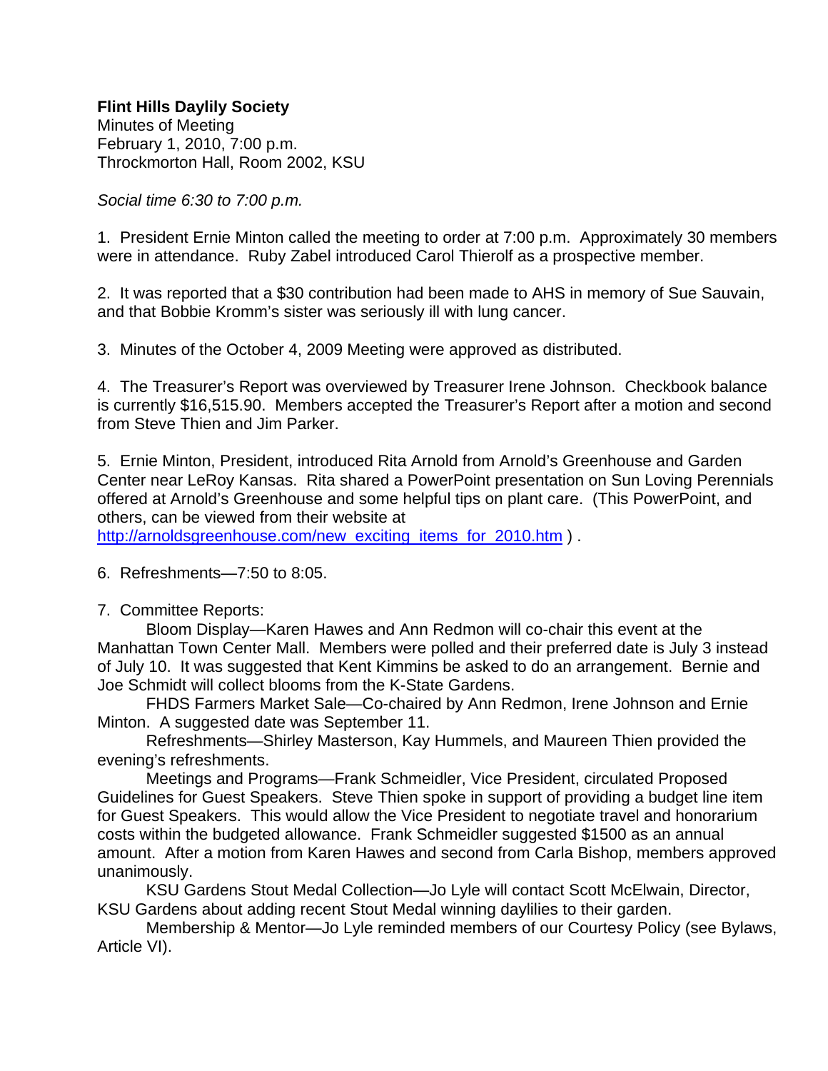**Flint Hills Daylily Society**
Minutes of Meeting
February 1, 2010, 7:00 p.m.
Throckmorton Hall, Room 2002, KSU

*Social time 6:30 to 7:00 p.m.*

1. President Ernie Minton called the meeting to order at 7:00 p.m. Approximately 30 members were in attendance. Ruby Zabel introduced Carol Thierolf as a prospective member.

2. It was reported that a $30 contribution had been made to AHS in memory of Sue Sauvain, and that Bobbie Kromm's sister was seriously ill with lung cancer.

3. Minutes of the October 4, 2009 Meeting were approved as distributed.

4. The Treasurer's Report was overviewed by Treasurer Irene Johnson. Checkbook balance is currently $16,515.90. Members accepted the Treasurer's Report after a motion and second from Steve Thien and Jim Parker.

5. Ernie Minton, President, introduced Rita Arnold from Arnold's Greenhouse and Garden Center near LeRoy Kansas. Rita shared a PowerPoint presentation on Sun Loving Perennials offered at Arnold's Greenhouse and some helpful tips on plant care. (This PowerPoint, and others, can be viewed from their website at [http://arnoldsgreenhouse.com/new_exciting_items_for_2010.htm](http://arnoldsgreenhouse.com/new_exciting_items_for_2010.htm) ) .

6. Refreshments—7:50 to 8:05.

7. Committee Reports:

Bloom Display—Karen Hawes and Ann Redmon will co-chair this event at the Manhattan Town Center Mall. Members were polled and their preferred date is July 3 instead of July 10. It was suggested that Kent Kimmins be asked to do an arrangement. Bernie and Joe Schmidt will collect blooms from the K-State Gardens.

FHDS Farmers Market Sale—Co-chaired by Ann Redmon, Irene Johnson and Ernie Minton. A suggested date was September 11.

Refreshments—Shirley Masterson, Kay Hummels, and Maureen Thien provided the evening's refreshments.

Meetings and Programs—Frank Schmeidler, Vice President, circulated Proposed Guidelines for Guest Speakers. Steve Thien spoke in support of providing a budget line item for Guest Speakers. This would allow the Vice President to negotiate travel and honorarium costs within the budgeted allowance. Frank Schmeidler suggested $1500 as an annual amount. After a motion from Karen Hawes and second from Carla Bishop, members approved unanimously.

KSU Gardens Stout Medal Collection—Jo Lyle will contact Scott McElwain, Director, KSU Gardens about adding recent Stout Medal winning daylilies to their garden.

Membership & Mentor—Jo Lyle reminded members of our Courtesy Policy (see Bylaws, Article VI).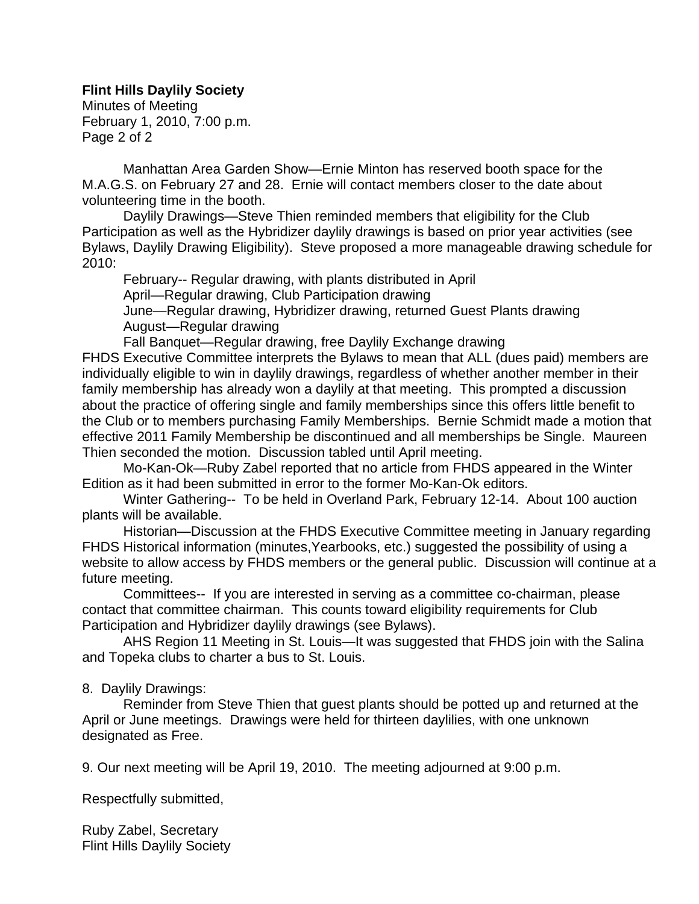**Flint Hills Daylily Society**
Minutes of Meeting
February 1, 2010, 7:00 p.m.

Manhattan Area Garden Show—Ernie Minton has reserved booth space for the M.A.G.S. on February 27 and 28. Ernie will contact members closer to the date about volunteering time in the booth.

Daylily Drawings—Steve Thien reminded members that eligibility for the Club Participation as well as the Hybridizer daylily drawings is based on prior year activities (see Bylaws, Daylily Drawing Eligibility). Steve proposed a more manageable drawing schedule for 2010:

February-- Regular drawing, with plants distributed in April
April—Regular drawing, Club Participation drawing
June—Regular drawing, Hybridizer drawing, returned Guest Plants drawing
August—Regular drawing
Fall Banquet—Regular drawing, free Daylily Exchange drawing

FHDS Executive Committee interprets the Bylaws to mean that ALL (dues paid) members are individually eligible to win in daylily drawings, regardless of whether another member in their family membership has already won a daylily at that meeting. This prompted a discussion about the practice of offering single and family memberships since this offers little benefit to the Club or to members purchasing Family Memberships. Bernie Schmidt made a motion that effective 2011 Family Membership be discontinued and all memberships be Single. Maureen Thien seconded the motion. Discussion tabled until April meeting.

Mo-Kan-Ok—Ruby Zabel reported that no article from FHDS appeared in the Winter Edition as it had been submitted in error to the former Mo-Kan-Ok editors.

Winter Gathering-- To be held in Overland Park, February 12-14. About 100 auction plants will be available.

Historian—Discussion at the FHDS Executive Committee meeting in January regarding FHDS Historical information (minutes,Yearbooks, etc.) suggested the possibility of using a website to allow access by FHDS members or the general public. Discussion will continue at a future meeting.

Committees-- If you are interested in serving as a committee co-chairman, please contact that committee chairman. This counts toward eligibility requirements for Club Participation and Hybridizer daylily drawings (see Bylaws).

AHS Region 11 Meeting in St. Louis—It was suggested that FHDS join with the Salina and Topeka clubs to charter a bus to St. Louis.

8. Daylily Drawings:

Reminder from Steve Thien that guest plants should be potted up and returned at the April or June meetings. Drawings were held for thirteen daylilies, with one unknown designated as Free.

9. Our next meeting will be April 19, 2010. The meeting adjourned at 9:00 p.m.

Respectfully submitted,

Ruby Zabel, Secretary
Flint Hills Daylily Society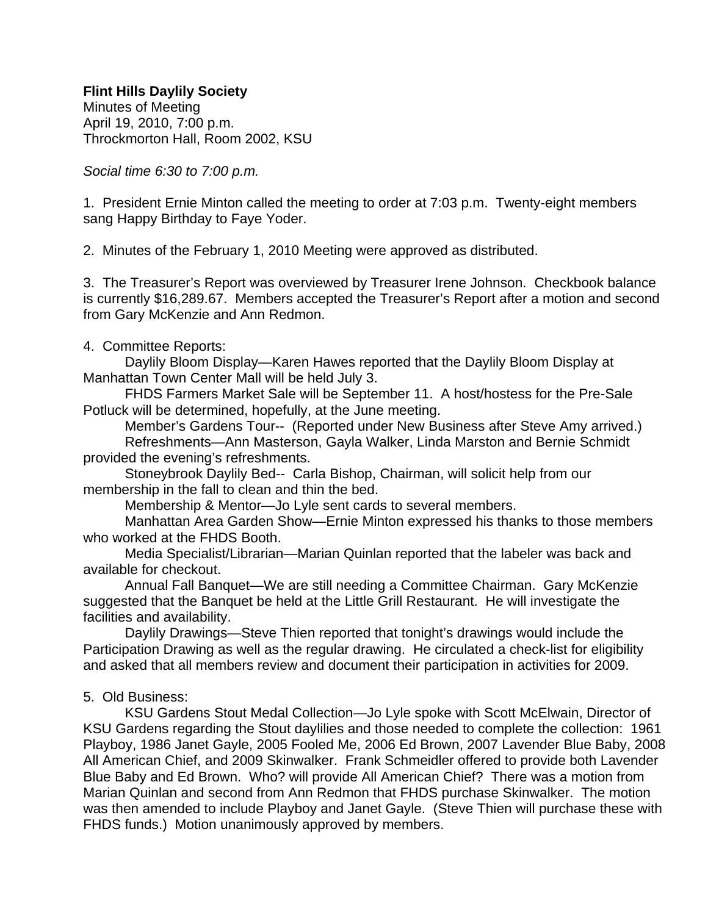**Flint Hills Daylily Society**
Minutes of Meeting
April 19, 2010, 7:00 p.m.
Throckmorton Hall, Room 2002, KSU

*Social time 6:30 to 7:00 p.m.*

1. President Ernie Minton called the meeting to order at 7:03 p.m. Twenty-eight members sang Happy Birthday to Faye Yoder.

2. Minutes of the February 1, 2010 Meeting were approved as distributed.

3. The Treasurer's Report was overviewed by Treasurer Irene Johnson. Checkbook balance is currently $16,289.67. Members accepted the Treasurer's Report after a motion and second from Gary McKenzie and Ann Redmon.

4. Committee Reports:

Daylily Bloom Display—Karen Hawes reported that the Daylily Bloom Display at Manhattan Town Center Mall will be held July 3.

FHDS Farmers Market Sale will be September 11. A host/hostess for the Pre-Sale Potluck will be determined, hopefully, at the June meeting.

Member's Gardens Tour-- (Reported under New Business after Steve Amy arrived.)

Refreshments—Ann Masterson, Gayla Walker, Linda Marston and Bernie Schmidt provided the evening's refreshments.

Stoneybrook Daylily Bed-- Carla Bishop, Chairman, will solicit help from our membership in the fall to clean and thin the bed.

Membership & Mentor—Jo Lyle sent cards to several members.

Manhattan Area Garden Show—Ernie Minton expressed his thanks to those members who worked at the FHDS Booth.

Media Specialist/Librarian—Marian Quinlan reported that the labeler was back and available for checkout.

Annual Fall Banquet—We are still needing a Committee Chairman. Gary McKenzie suggested that the Banquet be held at the Little Grill Restaurant. He will investigate the facilities and availability.

Daylily Drawings—Steve Thien reported that tonight's drawings would include the Participation Drawing as well as the regular drawing. He circulated a check-list for eligibility and asked that all members review and document their participation in activities for 2009.

5. Old Business:

KSU Gardens Stout Medal Collection—Jo Lyle spoke with Scott McElwain, Director of KSU Gardens regarding the Stout daylilies and those needed to complete the collection: 1961 Playboy, 1986 Janet Gayle, 2005 Fooled Me, 2006 Ed Brown, 2007 Lavender Blue Baby, 2008 All American Chief, and 2009 Skinwalker. Frank Schmeidler offered to provide both Lavender Blue Baby and Ed Brown. Who? will provide All American Chief? There was a motion from Marian Quinlan and second from Ann Redmon that FHDS purchase Skinwalker. The motion was then amended to include Playboy and Janet Gayle. (Steve Thien will purchase these with FHDS funds.) Motion unanimously approved by members.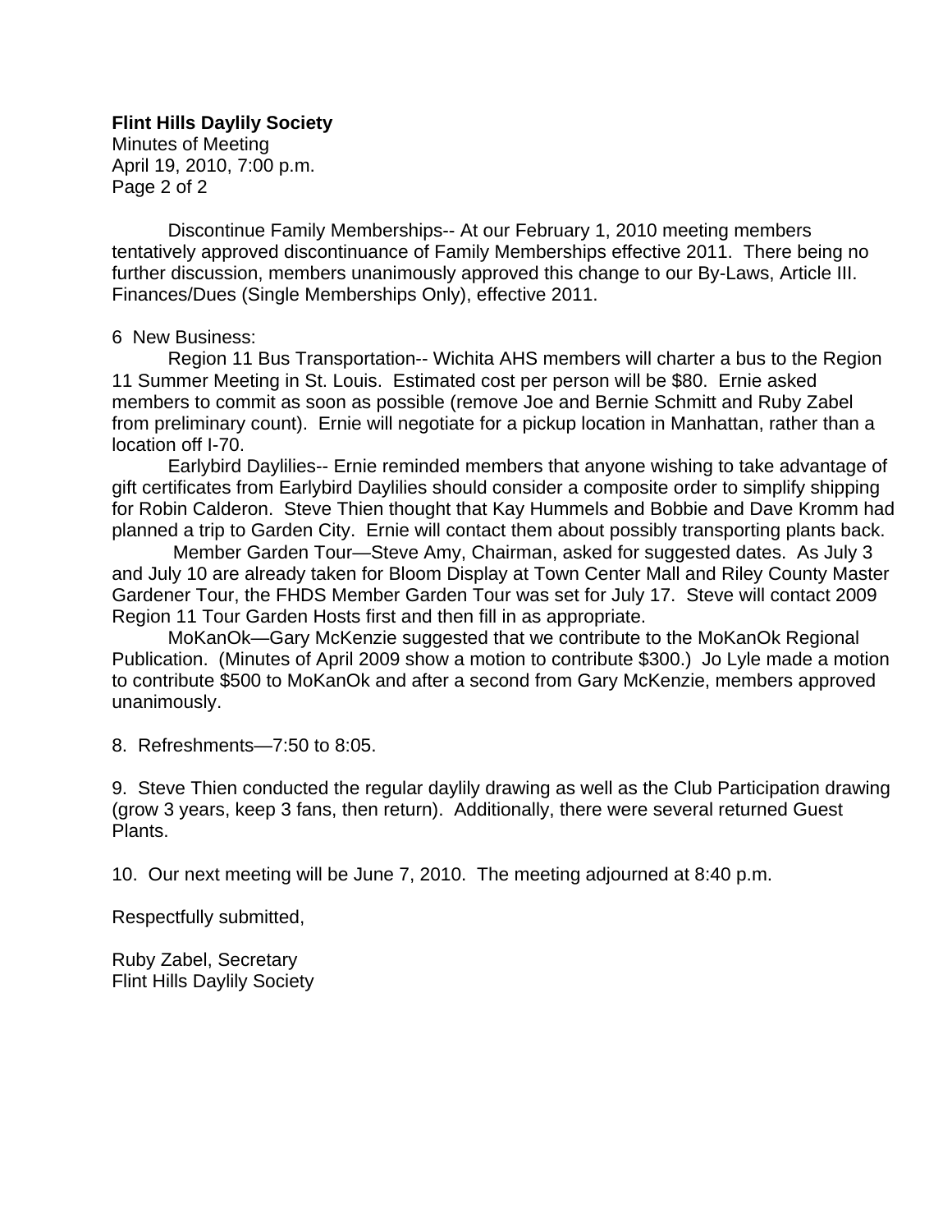**Flint Hills Daylily Society**
Minutes of Meeting
April 19, 2010, 7:00 p.m.

Discontinue Family Memberships-- At our February 1, 2010 meeting members tentatively approved discontinuance of Family Memberships effective 2011. There being no further discussion, members unanimously approved this change to our By-Laws, Article III. Finances/Dues (Single Memberships Only), effective 2011.

6 New Business:

Region 11 Bus Transportation-- Wichita AHS members will charter a bus to the Region 11 Summer Meeting in St. Louis. Estimated cost per person will be $80. Ernie asked members to commit as soon as possible (remove Joe and Bernie Schmitt and Ruby Zabel from preliminary count). Ernie will negotiate for a pickup location in Manhattan, rather than a location off I-70.

Earlybird Daylilies-- Ernie reminded members that anyone wishing to take advantage of gift certificates from Earlybird Daylilies should consider a composite order to simplify shipping for Robin Calderon. Steve Thien thought that Kay Hummels and Bobbie and Dave Kromm had planned a trip to Garden City. Ernie will contact them about possibly transporting plants back.

Member Garden Tour—Steve Amy, Chairman, asked for suggested dates. As July 3 and July 10 are already taken for Bloom Display at Town Center Mall and Riley County Master Gardener Tour, the FHDS Member Garden Tour was set for July 17. Steve will contact 2009 Region 11 Tour Garden Hosts first and then fill in as appropriate.

MoKanOk—Gary McKenzie suggested that we contribute to the MoKanOk Regional Publication. (Minutes of April 2009 show a motion to contribute $300.) Jo Lyle made a motion to contribute $500 to MoKanOk and after a second from Gary McKenzie, members approved unanimously.

8. Refreshments—7:50 to 8:05.

9. Steve Thien conducted the regular daylily drawing as well as the Club Participation drawing (grow 3 years, keep 3 fans, then return). Additionally, there were several returned Guest Plants.

10. Our next meeting will be June 7, 2010. The meeting adjourned at 8:40 p.m.

Respectfully submitted,

Ruby Zabel, Secretary
Flint Hills Daylily Society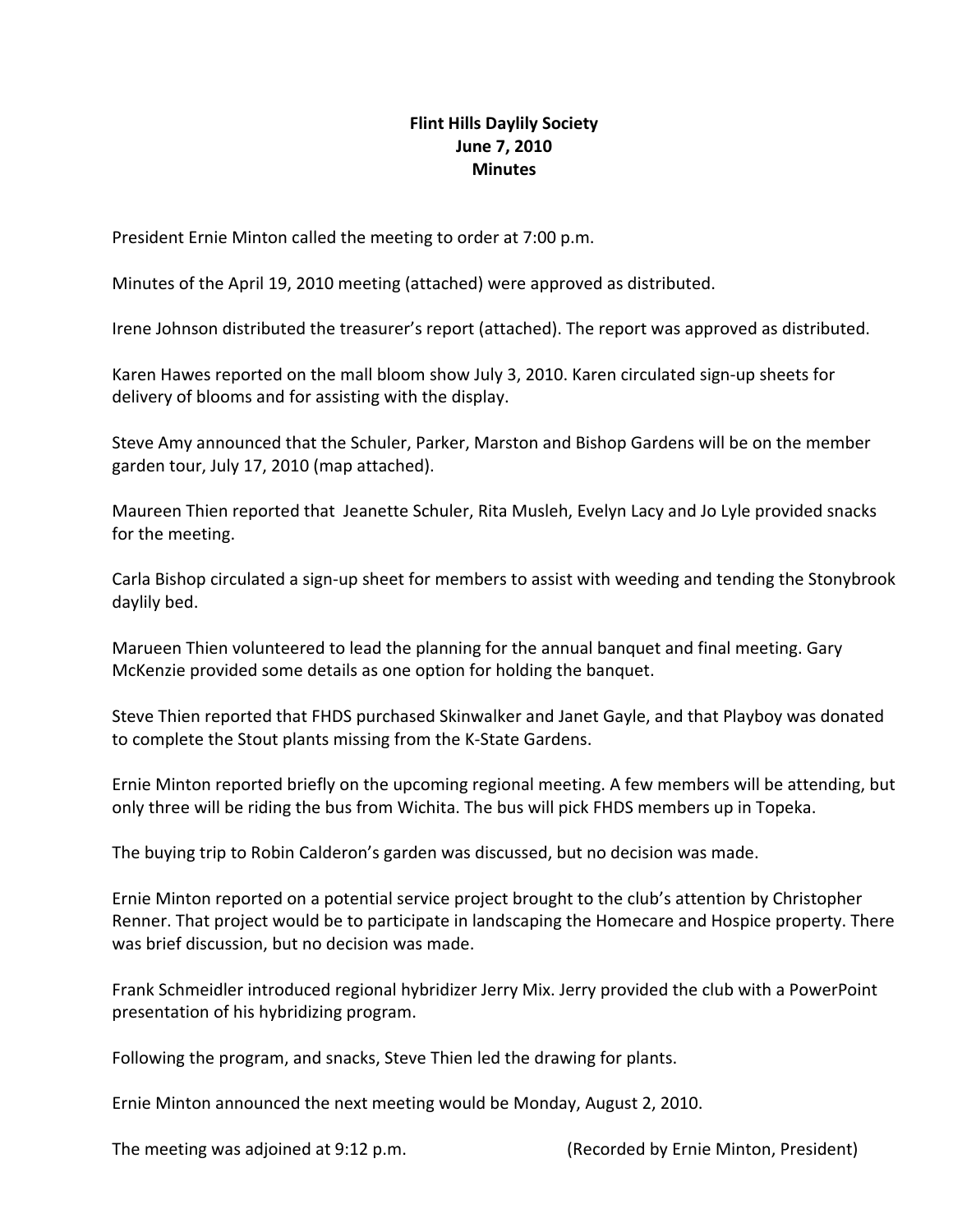# Flint Hills Daylily Society
## June 7, 2010
## Minutes

President Ernie Minton called the meeting to order at 7:00 p.m.

Minutes of the April 19, 2010 meeting (attached) were approved as distributed.

Irene Johnson distributed the treasurer's report (attached). The report was approved as distributed.

Karen Hawes reported on the mall bloom show July 3, 2010. Karen circulated sign-up sheets for delivery of blooms and for assisting with the display.

Steve Amy announced that the Schuler, Parker, Marston and Bishop Gardens will be on the member garden tour, July 17, 2010 (map attached).

Maureen Thien reported that Jeanette Schuler, Rita Musleh, Evelyn Lacy and Jo Lyle provided snacks for the meeting.

Carla Bishop circulated a sign-up sheet for members to assist with weeding and tending the Stonybrook daylily bed.

Marueen Thien volunteered to lead the planning for the annual banquet and final meeting. Gary McKenzie provided some details as one option for holding the banquet.

Steve Thien reported that FHDS purchased Skinwalker and Janet Gayle, and that Playboy was donated to complete the Stout plants missing from the K-State Gardens.

Ernie Minton reported briefly on the upcoming regional meeting. A few members will be attending, but only three will be riding the bus from Wichita. The bus will pick FHDS members up in Topeka.

The buying trip to Robin Calderon's garden was discussed, but no decision was made.

Ernie Minton reported on a potential service project brought to the club's attention by Christopher Renner. That project would be to participate in landscaping the Homecare and Hospice property. There was brief discussion, but no decision was made.

Frank Schmeidler introduced regional hybridizer Jerry Mix. Jerry provided the club with a PowerPoint presentation of his hybridizing program.

Following the program, and snacks, Steve Thien led the drawing for plants.

Ernie Minton announced the next meeting would be Monday, August 2, 2010.

The meeting was adjoined at 9:12 p.m. (Recorded by Ernie Minton, President)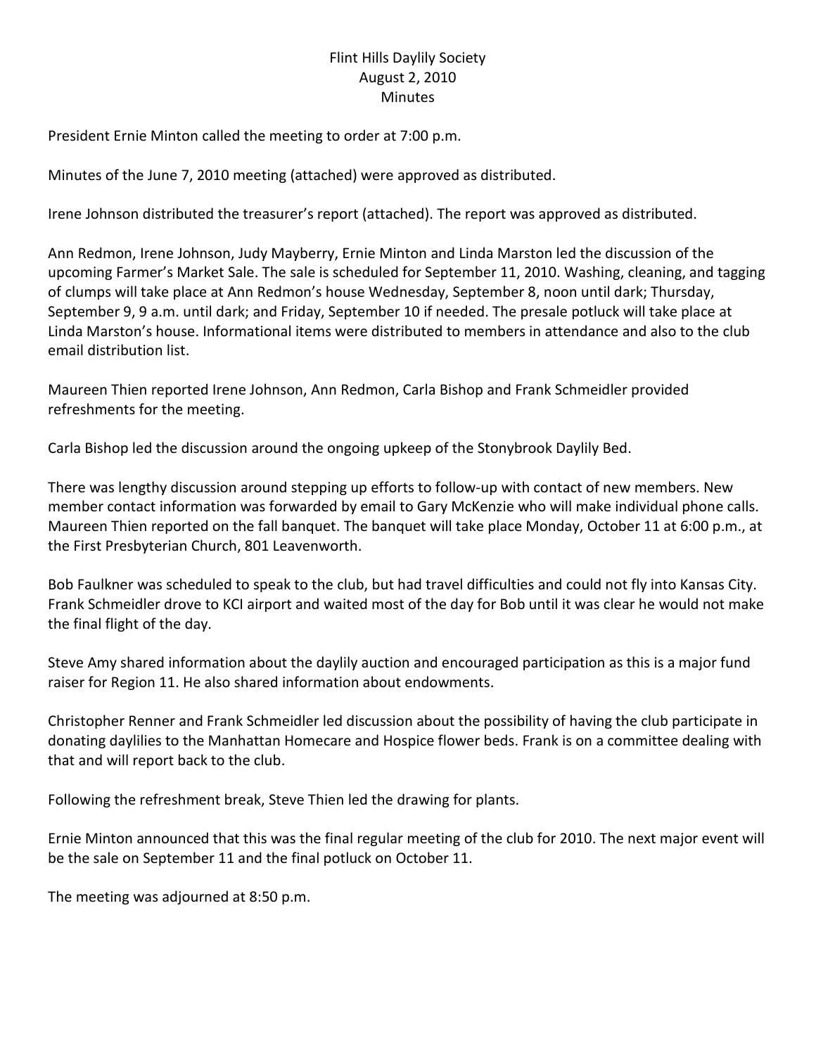# Flint Hills Daylily Society
## August 2, 2010
## Minutes

President Ernie Minton called the meeting to order at 7:00 p.m.

Minutes of the June 7, 2010 meeting (attached) were approved as distributed.

Irene Johnson distributed the treasurer's report (attached). The report was approved as distributed.

Ann Redmon, Irene Johnson, Judy Mayberry, Ernie Minton and Linda Marston led the discussion of the upcoming Farmer's Market Sale. The sale is scheduled for September 11, 2010. Washing, cleaning, and tagging of clumps will take place at Ann Redmon's house Wednesday, September 8, noon until dark; Thursday, September 9, 9 a.m. until dark; and Friday, September 10 if needed. The presale potluck will take place at Linda Marston's house. Informational items were distributed to members in attendance and also to the club email distribution list.

Maureen Thien reported Irene Johnson, Ann Redmon, Carla Bishop and Frank Schmeidler provided refreshments for the meeting.

Carla Bishop led the discussion around the ongoing upkeep of the Stonybrook Daylily Bed.

There was lengthy discussion around stepping up efforts to follow-up with contact of new members. New member contact information was forwarded by email to Gary McKenzie who will make individual phone calls. Maureen Thien reported on the fall banquet. The banquet will take place Monday, October 11 at 6:00 p.m., at the First Presbyterian Church, 801 Leavenworth.

Bob Faulkner was scheduled to speak to the club, but had travel difficulties and could not fly into Kansas City. Frank Schmeidler drove to KCI airport and waited most of the day for Bob until it was clear he would not make the final flight of the day.

Steve Amy shared information about the daylily auction and encouraged participation as this is a major fund raiser for Region 11. He also shared information about endowments.

Christopher Renner and Frank Schmeidler led discussion about the possibility of having the club participate in donating daylilies to the Manhattan Homecare and Hospice flower beds. Frank is on a committee dealing with that and will report back to the club.

Following the refreshment break, Steve Thien led the drawing for plants.

Ernie Minton announced that this was the final regular meeting of the club for 2010. The next major event will be the sale on September 11 and the final potluck on October 11.

The meeting was adjourned at 8:50 p.m.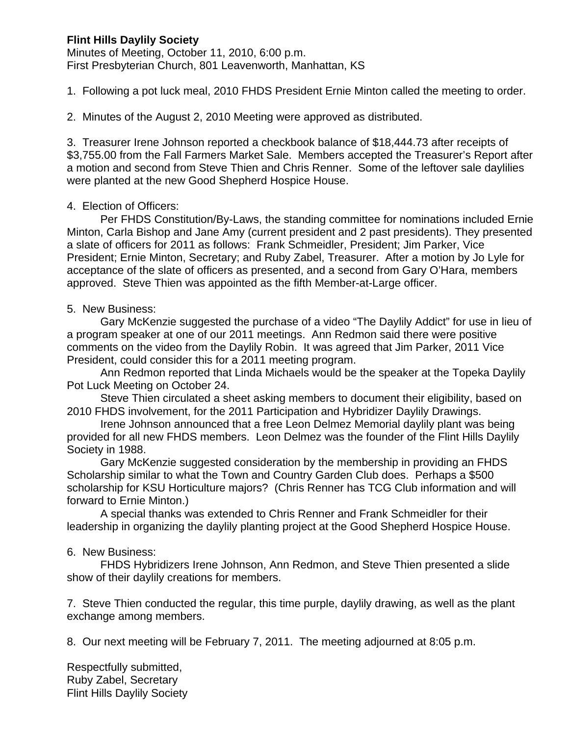**Flint Hills Daylily Society**
Minutes of Meeting, October 11, 2010, 6:00 p.m.
First Presbyterian Church, 801 Leavenworth, Manhattan, KS

1. Following a pot luck meal, 2010 FHDS President Ernie Minton called the meeting to order.

2. Minutes of the August 2, 2010 Meeting were approved as distributed.

3. Treasurer Irene Johnson reported a checkbook balance of $18,444.73 after receipts of $3,755.00 from the Fall Farmers Market Sale. Members accepted the Treasurer's Report after a motion and second from Steve Thien and Chris Renner. Some of the leftover sale daylilies were planted at the new Good Shepherd Hospice House.

4. Election of Officers:

Per FHDS Constitution/By-Laws, the standing committee for nominations included Ernie Minton, Carla Bishop and Jane Amy (current president and 2 past presidents). They presented a slate of officers for 2011 as follows: Frank Schmeidler, President; Jim Parker, Vice President; Ernie Minton, Secretary; and Ruby Zabel, Treasurer. After a motion by Jo Lyle for acceptance of the slate of officers as presented, and a second from Gary O'Hara, members approved. Steve Thien was appointed as the fifth Member-at-Large officer.

5. New Business:

Gary McKenzie suggested the purchase of a video "The Daylily Addict" for use in lieu of a program speaker at one of our 2011 meetings. Ann Redmon said there were positive comments on the video from the Daylily Robin. It was agreed that Jim Parker, 2011 Vice President, could consider this for a 2011 meeting program.

Ann Redmon reported that Linda Michaels would be the speaker at the Topeka Daylily Pot Luck Meeting on October 24.

Steve Thien circulated a sheet asking members to document their eligibility, based on 2010 FHDS involvement, for the 2011 Participation and Hybridizer Daylily Drawings.

Irene Johnson announced that a free Leon Delmez Memorial daylily plant was being provided for all new FHDS members. Leon Delmez was the founder of the Flint Hills Daylily Society in 1988.

Gary McKenzie suggested consideration by the membership in providing an FHDS Scholarship similar to what the Town and Country Garden Club does. Perhaps a $500 scholarship for KSU Horticulture majors? (Chris Renner has TCG Club information and will forward to Ernie Minton.)

A special thanks was extended to Chris Renner and Frank Schmeidler for their leadership in organizing the daylily planting project at the Good Shepherd Hospice House.

6. New Business:

FHDS Hybridizers Irene Johnson, Ann Redmon, and Steve Thien presented a slide show of their daylily creations for members.

7. Steve Thien conducted the regular, this time purple, daylily drawing, as well as the plant exchange among members.

8. Our next meeting will be February 7, 2011. The meeting adjourned at 8:05 p.m.

Respectfully submitted,
Ruby Zabel, Secretary
Flint Hills Daylily Society